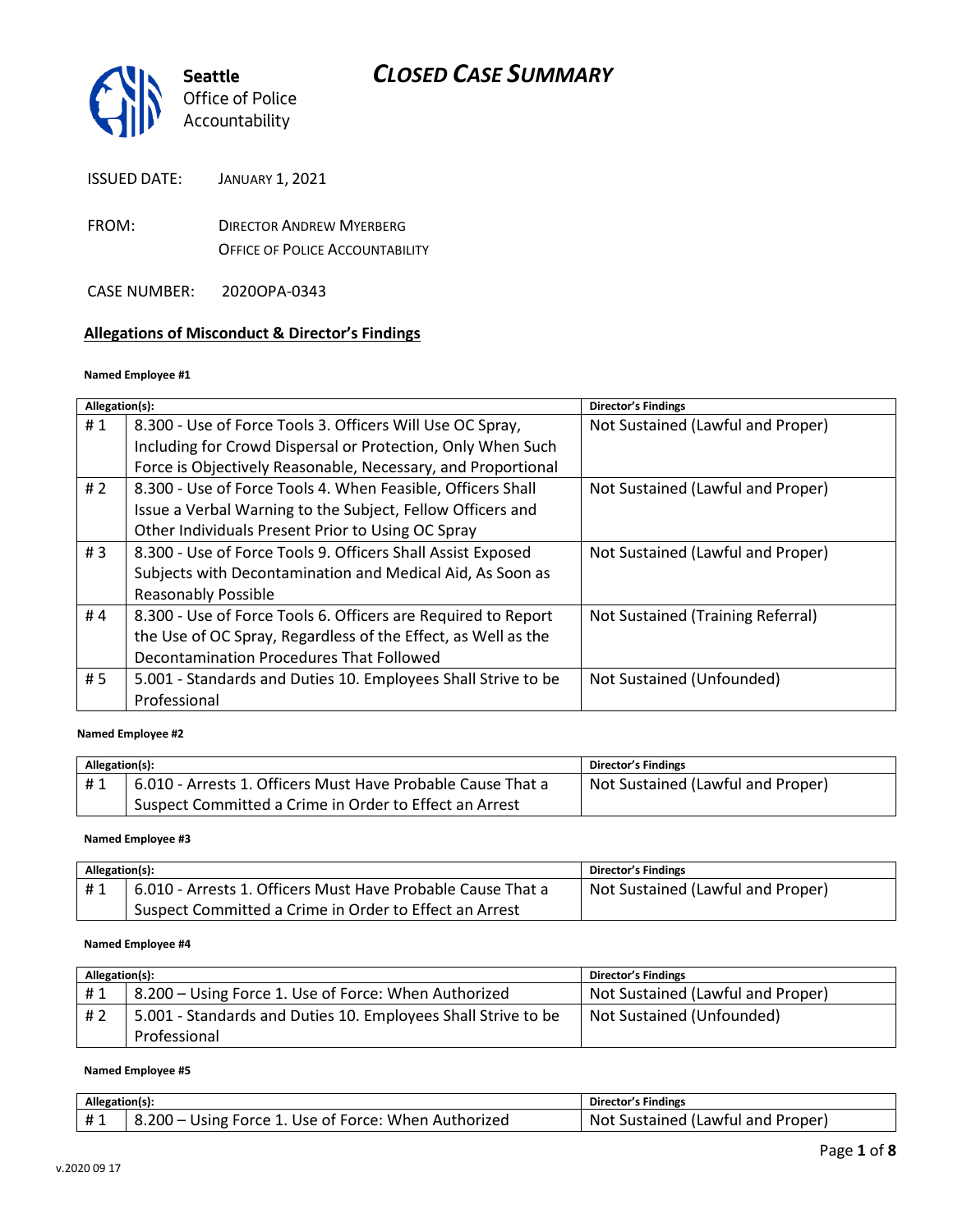Seattle Office of Police Accountability

# CLOSED CASE SUMMARY

ISSUED DATE: JANUARY 1, 2021

FROM: DIRECTOR ANDREW MYERBERG
OFFICE OF POLICE ACCOUNTABILITY

CASE NUMBER: 2020OPA-0343

## Allegations of Misconduct & Director's Findings

**Named Employee #1**

| Allegation(s): | | Director's Findings |
|---|---|---|
| # 1 | 8.300 - Use of Force Tools 3. Officers Will Use OC Spray, Including for Crowd Dispersal or Protection, Only When Such Force is Objectively Reasonable, Necessary, and Proportional | Not Sustained (Lawful and Proper) |
| # 2 | 8.300 - Use of Force Tools 4. When Feasible, Officers Shall Issue a Verbal Warning to the Subject, Fellow Officers and Other Individuals Present Prior to Using OC Spray | Not Sustained (Lawful and Proper) |
| # 3 | 8.300 - Use of Force Tools 9. Officers Shall Assist Exposed Subjects with Decontamination and Medical Aid, As Soon as Reasonably Possible | Not Sustained (Lawful and Proper) |
| # 4 | 8.300 - Use of Force Tools 6. Officers are Required to Report the Use of OC Spray, Regardless of the Effect, as Well as the Decontamination Procedures That Followed | Not Sustained (Training Referral) |
| # 5 | 5.001 - Standards and Duties 10. Employees Shall Strive to be Professional | Not Sustained (Unfounded) |

**Named Employee #2**

| Allegation(s): | | Director's Findings |
|---|---|---|
| # 1 | 6.010 - Arrests 1. Officers Must Have Probable Cause That a Suspect Committed a Crime in Order to Effect an Arrest | Not Sustained (Lawful and Proper) |

**Named Employee #3**

| Allegation(s): | | Director's Findings |
|---|---|---|
| # 1 | 6.010 - Arrests 1. Officers Must Have Probable Cause That a Suspect Committed a Crime in Order to Effect an Arrest | Not Sustained (Lawful and Proper) |

**Named Employee #4**

| Allegation(s): | | Director's Findings |
|---|---|---|
| # 1 | 8.200 – Using Force 1. Use of Force: When Authorized | Not Sustained (Lawful and Proper) |
| # 2 | 5.001 - Standards and Duties 10. Employees Shall Strive to be Professional | Not Sustained (Unfounded) |

**Named Employee #5**

| Allegation(s): | | Director's Findings |
|---|---|---|
| # 1 | 8.200 – Using Force 1. Use of Force: When Authorized | Not Sustained (Lawful and Proper) |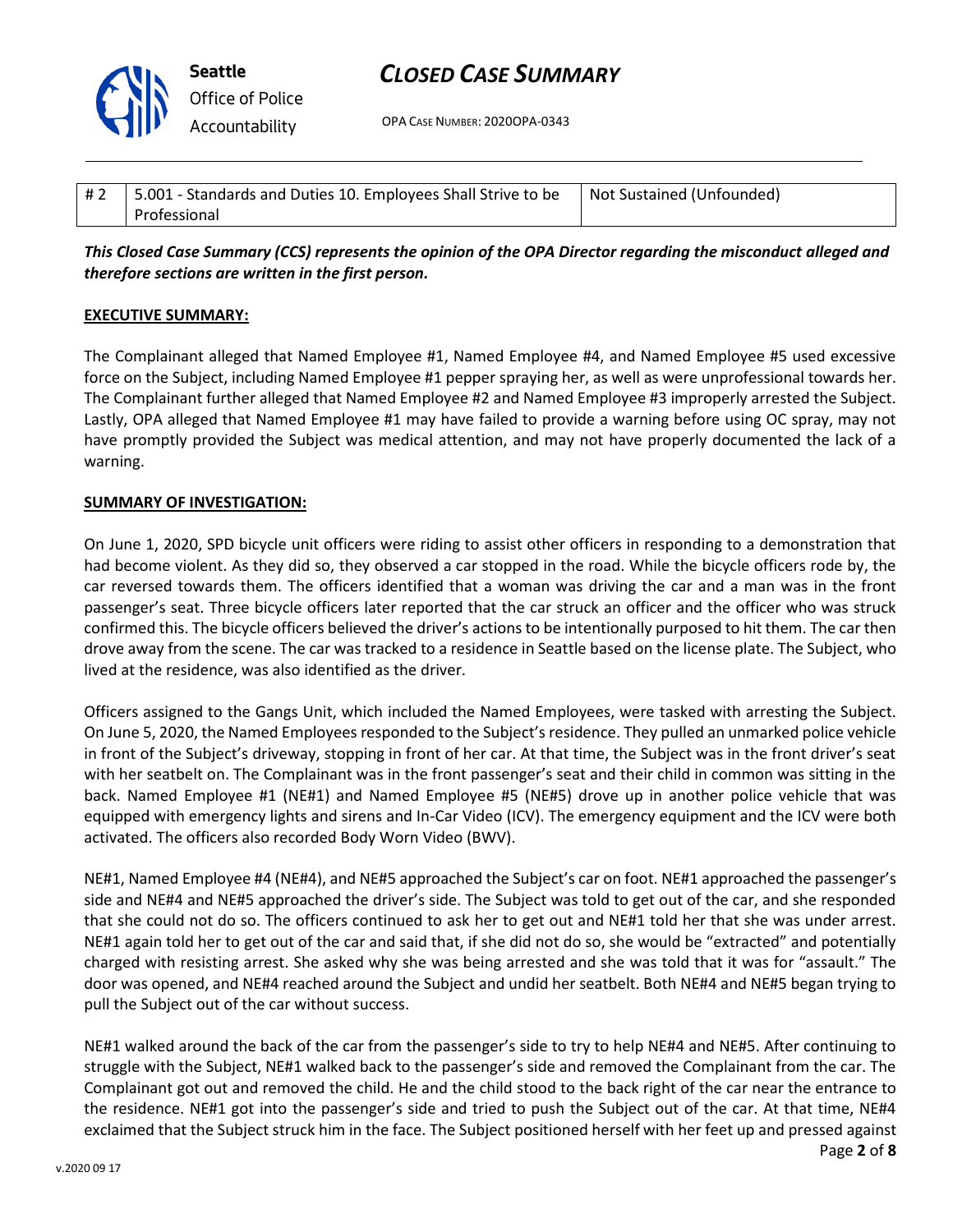| # 2 | 5.001 - Standards and Duties 10. Employees Shall Strive to be Professional | Not Sustained (Unfounded) |
|---|---|---|

***This Closed Case Summary (CCS) represents the opinion of the OPA Director regarding the misconduct alleged and therefore sections are written in the first person.***

**EXECUTIVE SUMMARY:**

The Complainant alleged that Named Employee #1, Named Employee #4, and Named Employee #5 used excessive force on the Subject, including Named Employee #1 pepper spraying her, as well as were unprofessional towards her. The Complainant further alleged that Named Employee #2 and Named Employee #3 improperly arrested the Subject. Lastly, OPA alleged that Named Employee #1 may have failed to provide a warning before using OC spray, may not have promptly provided the Subject was medical attention, and may not have properly documented the lack of a warning.

**SUMMARY OF INVESTIGATION:**

On June 1, 2020, SPD bicycle unit officers were riding to assist other officers in responding to a demonstration that had become violent. As they did so, they observed a car stopped in the road. While the bicycle officers rode by, the car reversed towards them. The officers identified that a woman was driving the car and a man was in the front passenger's seat. Three bicycle officers later reported that the car struck an officer and the officer who was struck confirmed this. The bicycle officers believed the driver's actions to be intentionally purposed to hit them. The car then drove away from the scene. The car was tracked to a residence in Seattle based on the license plate. The Subject, who lived at the residence, was also identified as the driver.

Officers assigned to the Gangs Unit, which included the Named Employees, were tasked with arresting the Subject. On June 5, 2020, the Named Employees responded to the Subject's residence. They pulled an unmarked police vehicle in front of the Subject's driveway, stopping in front of her car. At that time, the Subject was in the front driver's seat with her seatbelt on. The Complainant was in the front passenger's seat and their child in common was sitting in the back. Named Employee #1 (NE#1) and Named Employee #5 (NE#5) drove up in another police vehicle that was equipped with emergency lights and sirens and In-Car Video (ICV). The emergency equipment and the ICV were both activated. The officers also recorded Body Worn Video (BWV).

NE#1, Named Employee #4 (NE#4), and NE#5 approached the Subject's car on foot. NE#1 approached the passenger's side and NE#4 and NE#5 approached the driver's side. The Subject was told to get out of the car, and she responded that she could not do so. The officers continued to ask her to get out and NE#1 told her that she was under arrest. NE#1 again told her to get out of the car and said that, if she did not do so, she would be "extracted" and potentially charged with resisting arrest. She asked why she was being arrested and she was told that it was for "assault." The door was opened, and NE#4 reached around the Subject and undid her seatbelt. Both NE#4 and NE#5 began trying to pull the Subject out of the car without success.

NE#1 walked around the back of the car from the passenger's side to try to help NE#4 and NE#5. After continuing to struggle with the Subject, NE#1 walked back to the passenger's side and removed the Complainant from the car. The Complainant got out and removed the child. He and the child stood to the back right of the car near the entrance to the residence. NE#1 got into the passenger's side and tried to push the Subject out of the car. At that time, NE#4 exclaimed that the Subject struck him in the face. The Subject positioned herself with her feet up and pressed against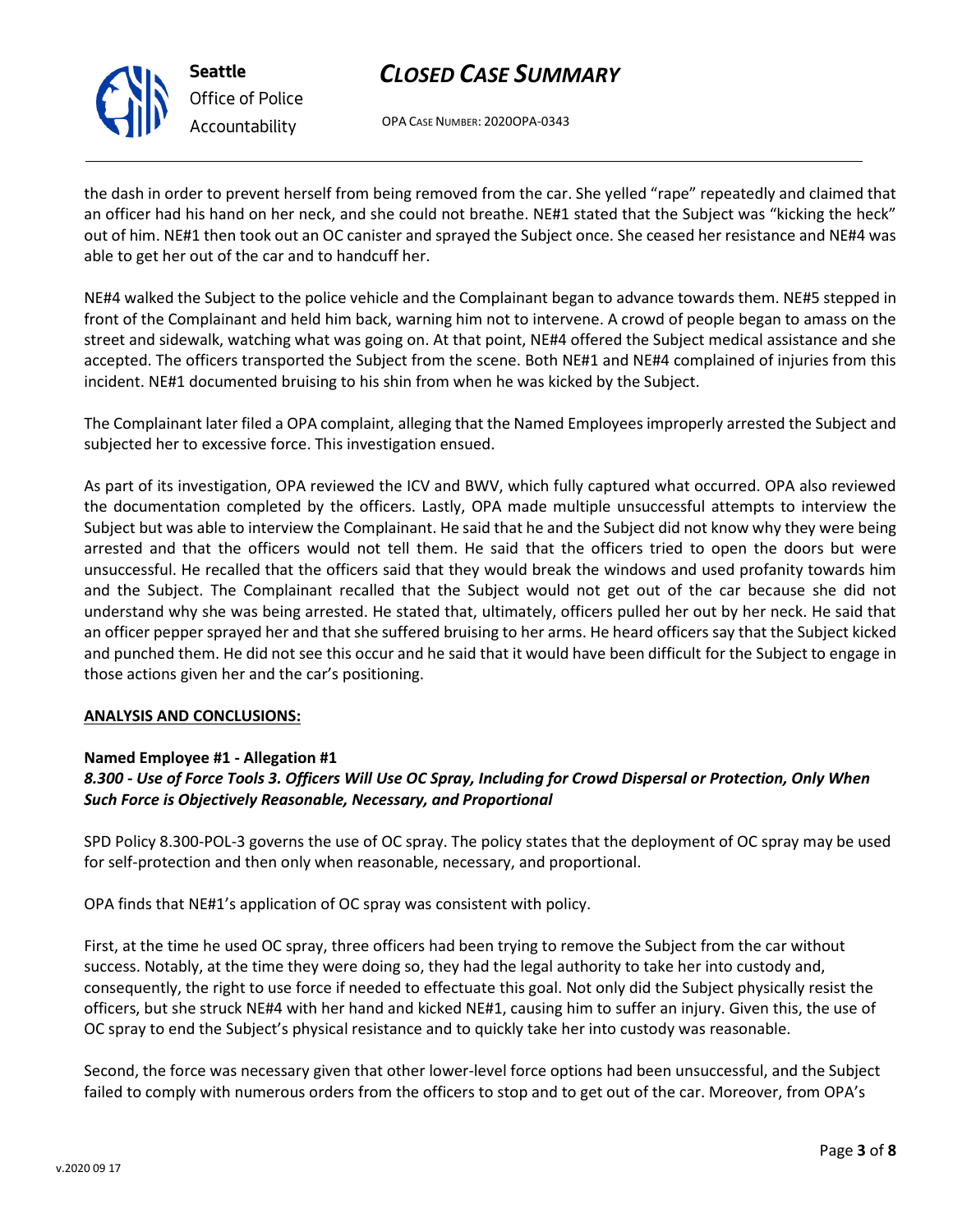the dash in order to prevent herself from being removed from the car. She yelled "rape" repeatedly and claimed that an officer had his hand on her neck, and she could not breathe. NE#1 stated that the Subject was "kicking the heck" out of him. NE#1 then took out an OC canister and sprayed the Subject once. She ceased her resistance and NE#4 was able to get her out of the car and to handcuff her.

NE#4 walked the Subject to the police vehicle and the Complainant began to advance towards them. NE#5 stepped in front of the Complainant and held him back, warning him not to intervene. A crowd of people began to amass on the street and sidewalk, watching what was going on. At that point, NE#4 offered the Subject medical assistance and she accepted. The officers transported the Subject from the scene. Both NE#1 and NE#4 complained of injuries from this incident. NE#1 documented bruising to his shin from when he was kicked by the Subject.

The Complainant later filed a OPA complaint, alleging that the Named Employees improperly arrested the Subject and subjected her to excessive force. This investigation ensued.

As part of its investigation, OPA reviewed the ICV and BWV, which fully captured what occurred. OPA also reviewed the documentation completed by the officers. Lastly, OPA made multiple unsuccessful attempts to interview the Subject but was able to interview the Complainant. He said that he and the Subject did not know why they were being arrested and that the officers would not tell them. He said that the officers tried to open the doors but were unsuccessful. He recalled that the officers said that they would break the windows and used profanity towards him and the Subject. The Complainant recalled that the Subject would not get out of the car because she did not understand why she was being arrested. He stated that, ultimately, officers pulled her out by her neck. He said that an officer pepper sprayed her and that she suffered bruising to her arms. He heard officers say that the Subject kicked and punched them. He did not see this occur and he said that it would have been difficult for the Subject to engage in those actions given her and the car's positioning.

**ANALYSIS AND CONCLUSIONS:**

**Named Employee #1 - Allegation #1**
***8.300 - Use of Force Tools 3. Officers Will Use OC Spray, Including for Crowd Dispersal or Protection, Only When Such Force is Objectively Reasonable, Necessary, and Proportional***

SPD Policy 8.300-POL-3 governs the use of OC spray. The policy states that the deployment of OC spray may be used for self-protection and then only when reasonable, necessary, and proportional.

OPA finds that NE#1's application of OC spray was consistent with policy.

First, at the time he used OC spray, three officers had been trying to remove the Subject from the car without success. Notably, at the time they were doing so, they had the legal authority to take her into custody and, consequently, the right to use force if needed to effectuate this goal. Not only did the Subject physically resist the officers, but she struck NE#4 with her hand and kicked NE#1, causing him to suffer an injury. Given this, the use of OC spray to end the Subject's physical resistance and to quickly take her into custody was reasonable.

Second, the force was necessary given that other lower-level force options had been unsuccessful, and the Subject failed to comply with numerous orders from the officers to stop and to get out of the car. Moreover, from OPA's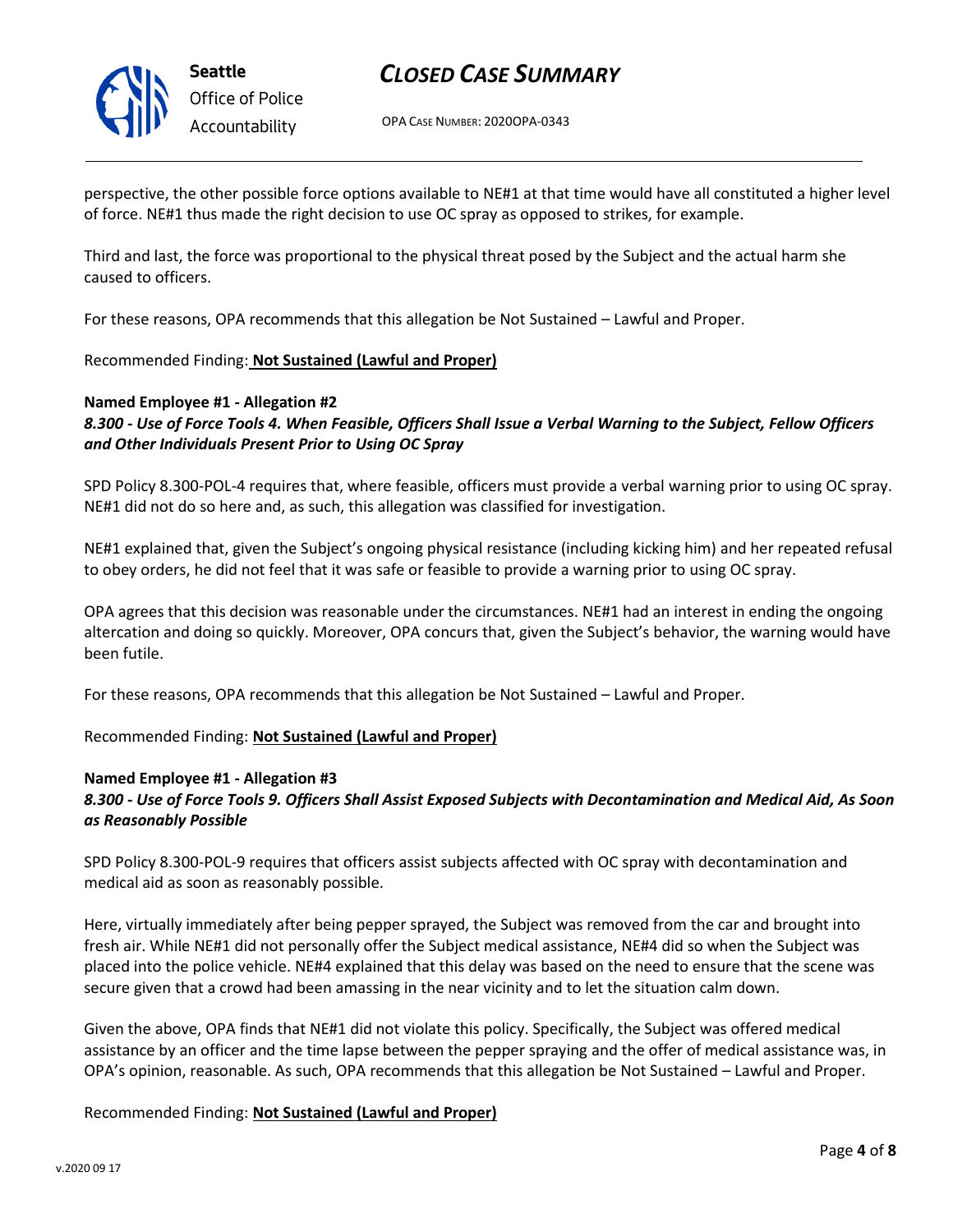perspective, the other possible force options available to NE#1 at that time would have all constituted a higher level of force. NE#1 thus made the right decision to use OC spray as opposed to strikes, for example.

Third and last, the force was proportional to the physical threat posed by the Subject and the actual harm she caused to officers.

For these reasons, OPA recommends that this allegation be Not Sustained – Lawful and Proper.

Recommended Finding: **Not Sustained (Lawful and Proper)**

**Named Employee #1 - Allegation #2**
***8.300 - Use of Force Tools 4. When Feasible, Officers Shall Issue a Verbal Warning to the Subject, Fellow Officers and Other Individuals Present Prior to Using OC Spray***

SPD Policy 8.300-POL-4 requires that, where feasible, officers must provide a verbal warning prior to using OC spray. NE#1 did not do so here and, as such, this allegation was classified for investigation.

NE#1 explained that, given the Subject's ongoing physical resistance (including kicking him) and her repeated refusal to obey orders, he did not feel that it was safe or feasible to provide a warning prior to using OC spray.

OPA agrees that this decision was reasonable under the circumstances. NE#1 had an interest in ending the ongoing altercation and doing so quickly. Moreover, OPA concurs that, given the Subject's behavior, the warning would have been futile.

For these reasons, OPA recommends that this allegation be Not Sustained – Lawful and Proper.

Recommended Finding: **Not Sustained (Lawful and Proper)**

**Named Employee #1 - Allegation #3**
***8.300 - Use of Force Tools 9. Officers Shall Assist Exposed Subjects with Decontamination and Medical Aid, As Soon as Reasonably Possible***

SPD Policy 8.300-POL-9 requires that officers assist subjects affected with OC spray with decontamination and medical aid as soon as reasonably possible.

Here, virtually immediately after being pepper sprayed, the Subject was removed from the car and brought into fresh air. While NE#1 did not personally offer the Subject medical assistance, NE#4 did so when the Subject was placed into the police vehicle. NE#4 explained that this delay was based on the need to ensure that the scene was secure given that a crowd had been amassing in the near vicinity and to let the situation calm down.

Given the above, OPA finds that NE#1 did not violate this policy. Specifically, the Subject was offered medical assistance by an officer and the time lapse between the pepper spraying and the offer of medical assistance was, in OPA's opinion, reasonable. As such, OPA recommends that this allegation be Not Sustained – Lawful and Proper.

Recommended Finding: **Not Sustained (Lawful and Proper)**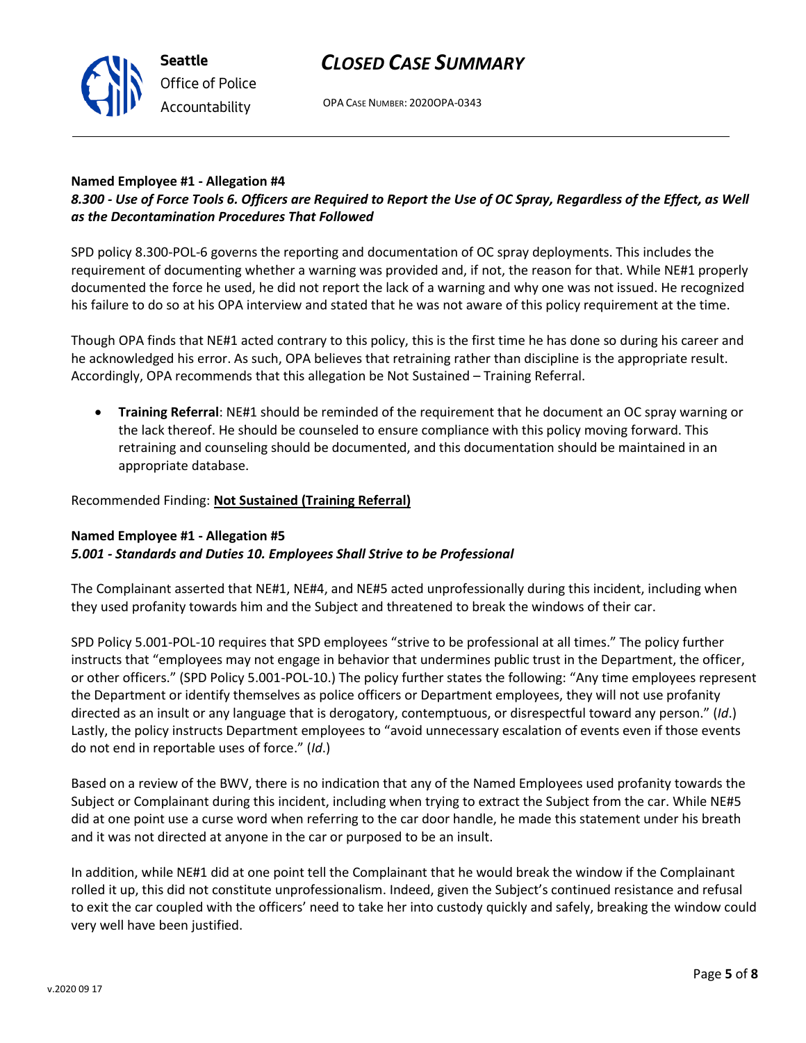**Named Employee #1 - Allegation #4**
***8.300 - Use of Force Tools 6. Officers are Required to Report the Use of OC Spray, Regardless of the Effect, as Well as the Decontamination Procedures That Followed***

SPD policy 8.300-POL-6 governs the reporting and documentation of OC spray deployments. This includes the requirement of documenting whether a warning was provided and, if not, the reason for that. While NE#1 properly documented the force he used, he did not report the lack of a warning and why one was not issued. He recognized his failure to do so at his OPA interview and stated that he was not aware of this policy requirement at the time.

Though OPA finds that NE#1 acted contrary to this policy, this is the first time he has done so during his career and he acknowledged his error. As such, OPA believes that retraining rather than discipline is the appropriate result. Accordingly, OPA recommends that this allegation be Not Sustained – Training Referral.

- **Training Referral**: NE#1 should be reminded of the requirement that he document an OC spray warning or the lack thereof. He should be counseled to ensure compliance with this policy moving forward. This retraining and counseling should be documented, and this documentation should be maintained in an appropriate database.

Recommended Finding: **Not Sustained (Training Referral)**

**Named Employee #1 - Allegation #5**
***5.001 - Standards and Duties 10. Employees Shall Strive to be Professional***

The Complainant asserted that NE#1, NE#4, and NE#5 acted unprofessionally during this incident, including when they used profanity towards him and the Subject and threatened to break the windows of their car.

SPD Policy 5.001-POL-10 requires that SPD employees "strive to be professional at all times." The policy further instructs that "employees may not engage in behavior that undermines public trust in the Department, the officer, or other officers." (SPD Policy 5.001-POL-10.) The policy further states the following: "Any time employees represent the Department or identify themselves as police officers or Department employees, they will not use profanity directed as an insult or any language that is derogatory, contemptuous, or disrespectful toward any person." (*Id*.) Lastly, the policy instructs Department employees to "avoid unnecessary escalation of events even if those events do not end in reportable uses of force." (*Id*.)

Based on a review of the BWV, there is no indication that any of the Named Employees used profanity towards the Subject or Complainant during this incident, including when trying to extract the Subject from the car. While NE#5 did at one point use a curse word when referring to the car door handle, he made this statement under his breath and it was not directed at anyone in the car or purposed to be an insult.

In addition, while NE#1 did at one point tell the Complainant that he would break the window if the Complainant rolled it up, this did not constitute unprofessionalism. Indeed, given the Subject's continued resistance and refusal to exit the car coupled with the officers' need to take her into custody quickly and safely, breaking the window could very well have been justified.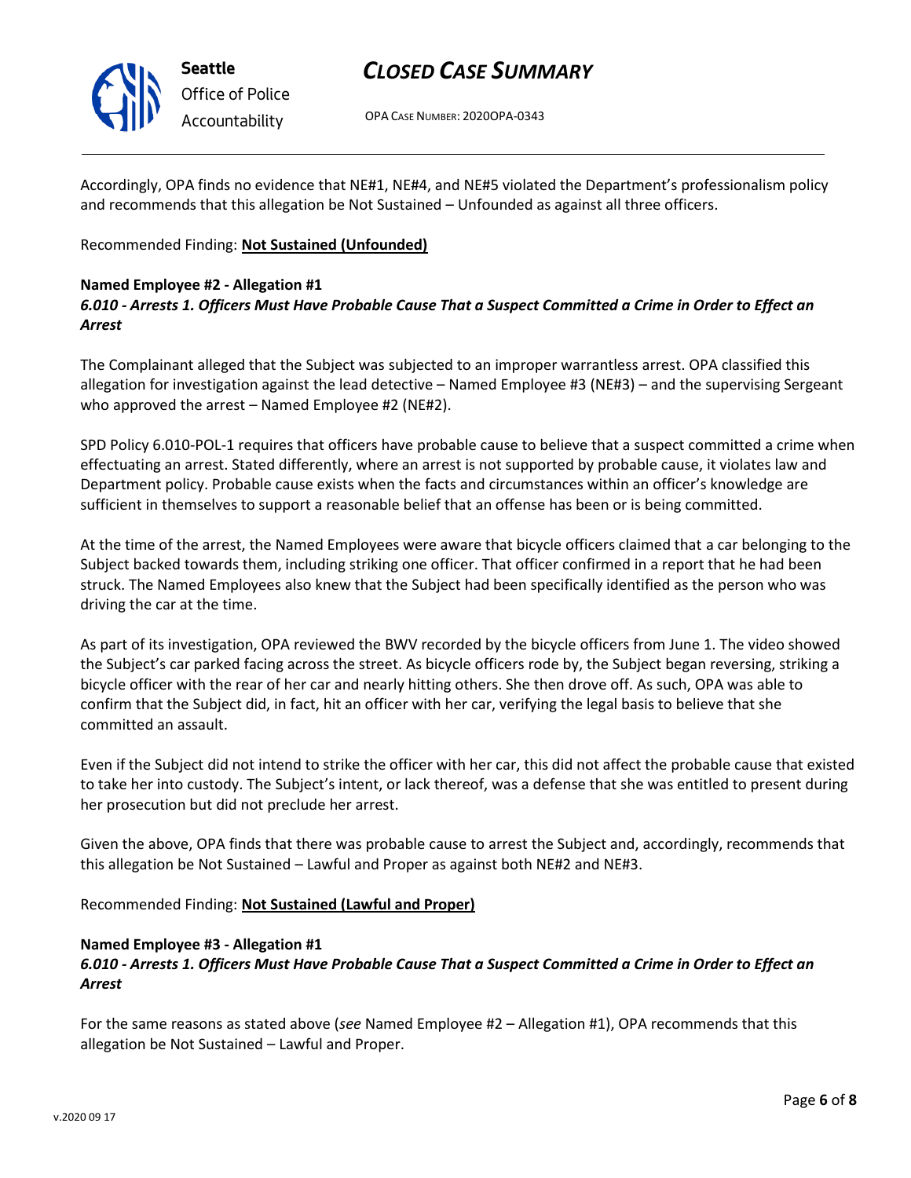Accordingly, OPA finds no evidence that NE#1, NE#4, and NE#5 violated the Department's professionalism policy and recommends that this allegation be Not Sustained – Unfounded as against all three officers.

Recommended Finding: **Not Sustained (Unfounded)**

**Named Employee #2 - Allegation #1**
***6.010 - Arrests 1. Officers Must Have Probable Cause That a Suspect Committed a Crime in Order to Effect an Arrest***

The Complainant alleged that the Subject was subjected to an improper warrantless arrest. OPA classified this allegation for investigation against the lead detective – Named Employee #3 (NE#3) – and the supervising Sergeant who approved the arrest – Named Employee #2 (NE#2).

SPD Policy 6.010-POL-1 requires that officers have probable cause to believe that a suspect committed a crime when effectuating an arrest. Stated differently, where an arrest is not supported by probable cause, it violates law and Department policy. Probable cause exists when the facts and circumstances within an officer's knowledge are sufficient in themselves to support a reasonable belief that an offense has been or is being committed.

At the time of the arrest, the Named Employees were aware that bicycle officers claimed that a car belonging to the Subject backed towards them, including striking one officer. That officer confirmed in a report that he had been struck. The Named Employees also knew that the Subject had been specifically identified as the person who was driving the car at the time.

As part of its investigation, OPA reviewed the BWV recorded by the bicycle officers from June 1. The video showed the Subject's car parked facing across the street. As bicycle officers rode by, the Subject began reversing, striking a bicycle officer with the rear of her car and nearly hitting others. She then drove off. As such, OPA was able to confirm that the Subject did, in fact, hit an officer with her car, verifying the legal basis to believe that she committed an assault.

Even if the Subject did not intend to strike the officer with her car, this did not affect the probable cause that existed to take her into custody. The Subject's intent, or lack thereof, was a defense that she was entitled to present during her prosecution but did not preclude her arrest.

Given the above, OPA finds that there was probable cause to arrest the Subject and, accordingly, recommends that this allegation be Not Sustained – Lawful and Proper as against both NE#2 and NE#3.

Recommended Finding: **Not Sustained (Lawful and Proper)**

**Named Employee #3 - Allegation #1**
***6.010 - Arrests 1. Officers Must Have Probable Cause That a Suspect Committed a Crime in Order to Effect an Arrest***

For the same reasons as stated above (*see* Named Employee #2 – Allegation #1), OPA recommends that this allegation be Not Sustained – Lawful and Proper.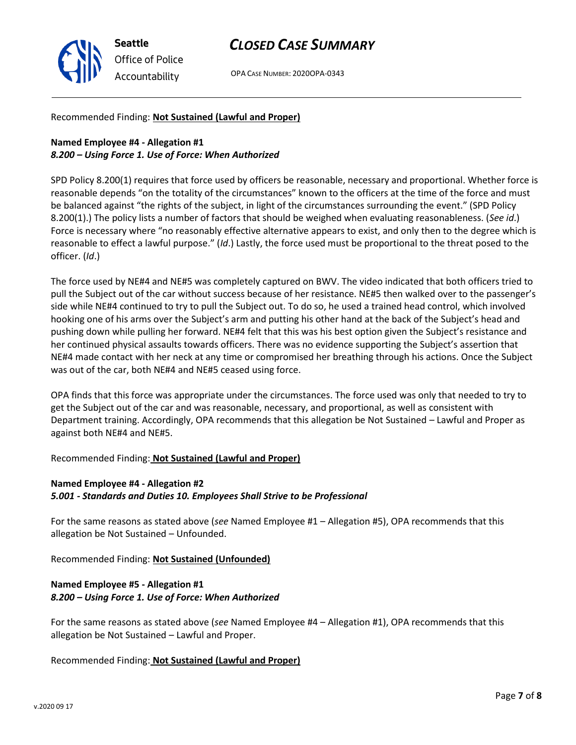Recommended Finding: **Not Sustained (Lawful and Proper)**

**Named Employee #4 - Allegation #1**
***8.200 – Using Force 1. Use of Force: When Authorized***

SPD Policy 8.200(1) requires that force used by officers be reasonable, necessary and proportional. Whether force is reasonable depends "on the totality of the circumstances" known to the officers at the time of the force and must be balanced against "the rights of the subject, in light of the circumstances surrounding the event." (SPD Policy 8.200(1).) The policy lists a number of factors that should be weighed when evaluating reasonableness. (*See id*.) Force is necessary where "no reasonably effective alternative appears to exist, and only then to the degree which is reasonable to effect a lawful purpose." (*Id*.) Lastly, the force used must be proportional to the threat posed to the officer. (*Id*.)

The force used by NE#4 and NE#5 was completely captured on BWV. The video indicated that both officers tried to pull the Subject out of the car without success because of her resistance. NE#5 then walked over to the passenger's side while NE#4 continued to try to pull the Subject out. To do so, he used a trained head control, which involved hooking one of his arms over the Subject's arm and putting his other hand at the back of the Subject's head and pushing down while pulling her forward. NE#4 felt that this was his best option given the Subject's resistance and her continued physical assaults towards officers. There was no evidence supporting the Subject's assertion that NE#4 made contact with her neck at any time or compromised her breathing through his actions. Once the Subject was out of the car, both NE#4 and NE#5 ceased using force.

OPA finds that this force was appropriate under the circumstances. The force used was only that needed to try to get the Subject out of the car and was reasonable, necessary, and proportional, as well as consistent with Department training. Accordingly, OPA recommends that this allegation be Not Sustained – Lawful and Proper as against both NE#4 and NE#5.

Recommended Finding: **Not Sustained (Lawful and Proper)**

**Named Employee #4 - Allegation #2**
***5.001 - Standards and Duties 10. Employees Shall Strive to be Professional***

For the same reasons as stated above (*see* Named Employee #1 – Allegation #5), OPA recommends that this allegation be Not Sustained – Unfounded.

Recommended Finding: **Not Sustained (Unfounded)**

**Named Employee #5 - Allegation #1**
***8.200 – Using Force 1. Use of Force: When Authorized***

For the same reasons as stated above (*see* Named Employee #4 – Allegation #1), OPA recommends that this allegation be Not Sustained – Lawful and Proper.

Recommended Finding: **Not Sustained (Lawful and Proper)**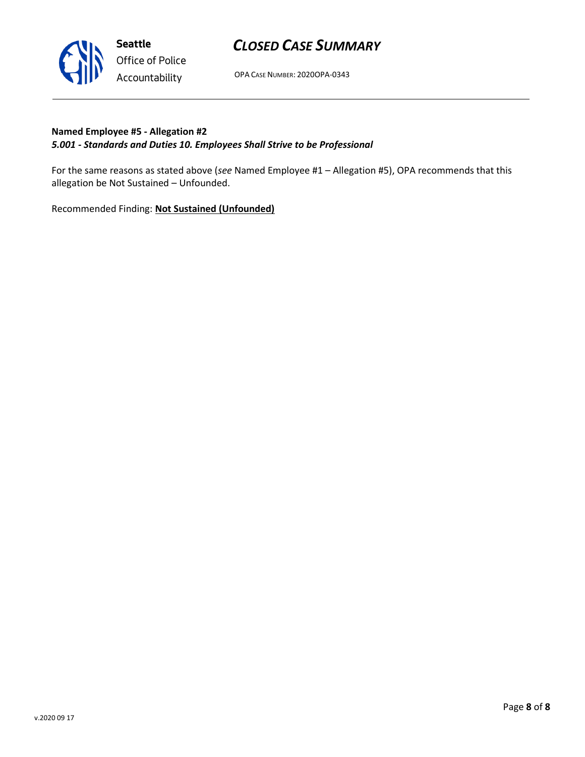**Named Employee #5 - Allegation #2**
***5.001 - Standards and Duties 10. Employees Shall Strive to be Professional***

For the same reasons as stated above (*see* Named Employee #1 – Allegation #5), OPA recommends that this allegation be Not Sustained – Unfounded.

Recommended Finding: **Not Sustained (Unfounded)**